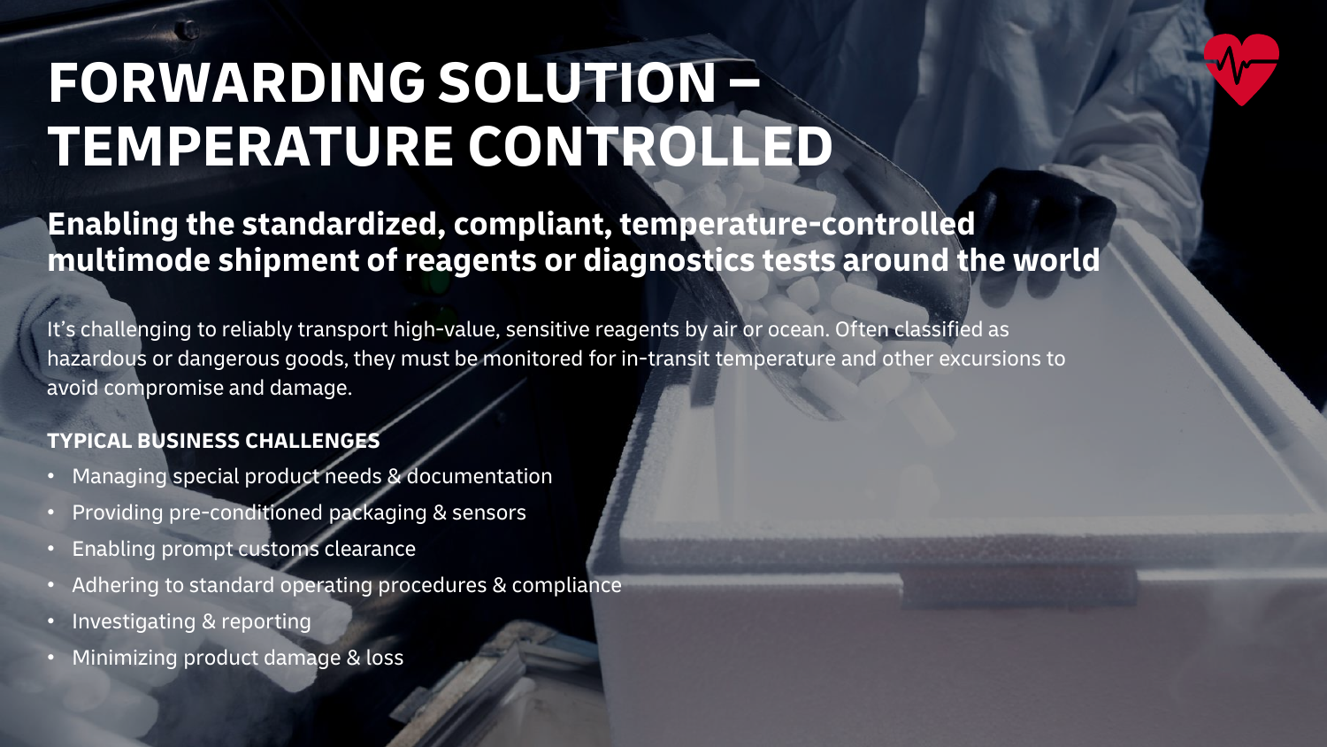# FORWARDING SOLUTION – TEMPERATURE CONTROLLED

## Enabling the standardized, compliant, temperature-controlled multimode shipment of reagents or diagnostics tests around the world

It's challenging to reliably transport high-value, sensitive reagents by air or ocean. Often classified as hazardous or dangerous goods, they must be monitored for in-transit temperature and other excursions to avoid compromise and damage.

### TYPICAL BUSINESS CHALLENGES

- Managing special product needs & documentation
- Providing pre-conditioned packaging & sensors
- Enabling prompt customs clearance
- Adhering to standard operating procedures & compliance
- Investigating & reporting
- Minimizing product damage & loss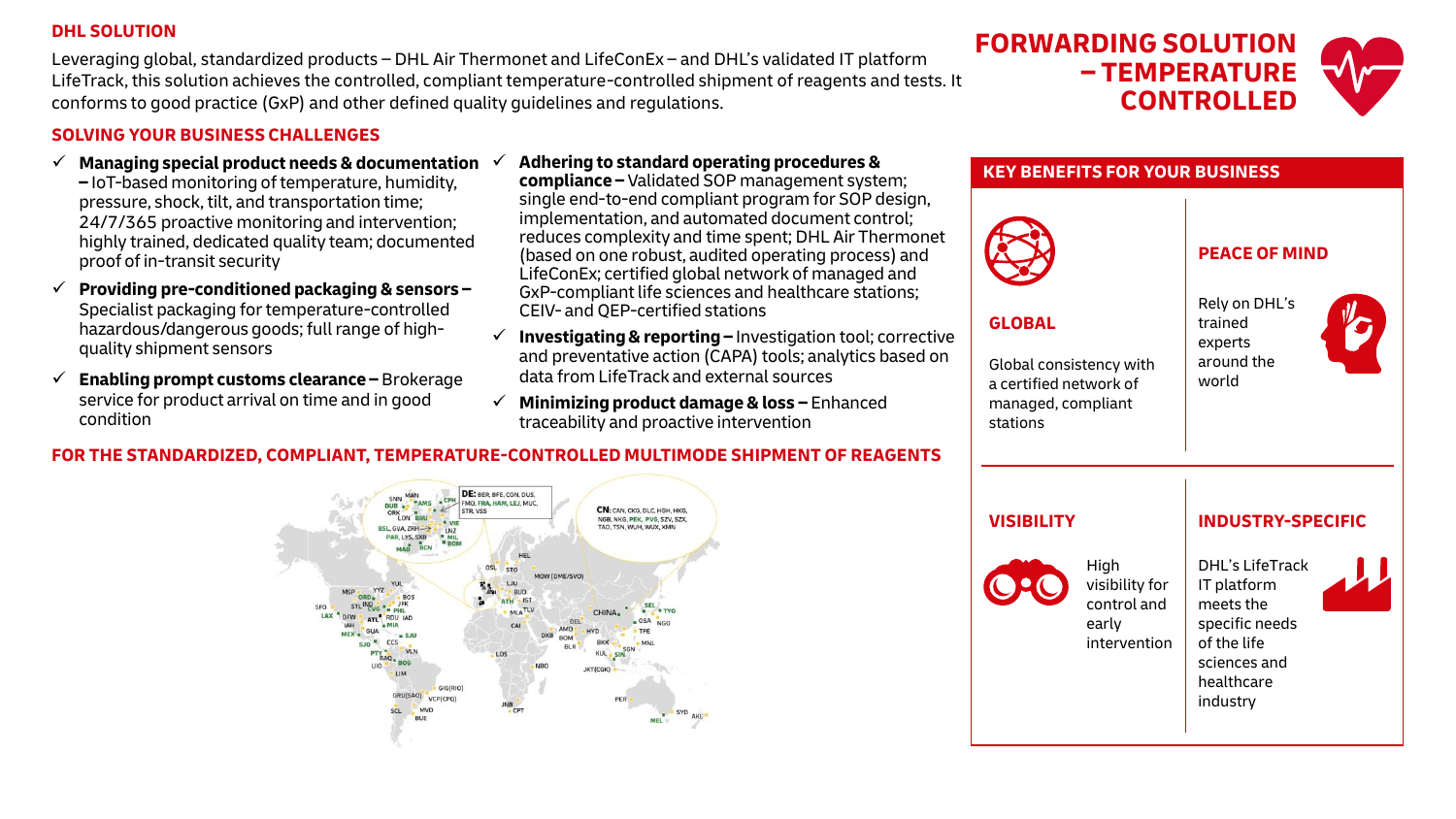# FORWARDING SOLUTION – TEMPERATURE CONTROLLED

## DHL SOLUTION

Leveraging global, standardized products – DHL Air Thermonet and LifeConEx – and DHL's validated IT platform LifeTrack, this solution achieves the controlled, compliant temperature-controlled shipment of reagents and tests. It conforms to good practice (GxP) and other defined quality guidelines and regulations.

## SOLVING YOUR BUSINESS CHALLENGES

- ✓ **Managing special product needs & documentation –** IoT-based monitoring of temperature, humidity, pressure, shock, tilt, and transportation time; 24/7/365 proactive monitoring and intervention; highly trained, dedicated quality team; documented proof of in-transit security
- ✓ **Providing pre-conditioned packaging & sensors –** Specialist packaging for temperature-controlled hazardous/dangerous goods; full range of high-quality shipment sensors
- ✓ **Enabling prompt customs clearance –** Brokerage service for product arrival on time and in good condition
- ✓ **Adhering to standard operating procedures & compliance –** Validated SOP management system; single end-to-end compliant program for SOP design, implementation, and automated document control; reduces complexity and time spent; DHL Air Thermonet (based on one robust, audited operating process) and LifeConEx; certified global network of managed and GxP-compliant life sciences and healthcare stations; CEIV- and QEP-certified stations
- ✓ **Investigating & reporting –** Investigation tool; corrective and preventative action (CAPA) tools; analytics based on data from LifeTrack and external sources
- ✓ **Minimizing product damage & loss –** Enhanced traceability and proactive intervention

## FOR THE STANDARDIZED, COMPLIANT, TEMPERATURE-CONTROLLED MULTIMODE SHIPMENT OF REAGENTS

DE: BER, BFE, CGN, DUS, FMO, FRA, HAM, LEJ, MUC, STR, VSS

CN: CAN, CKG, DLC, HGH, HKG, NGB, NKG, PEK, PVG, SZV, SZX, TAO, TSN, WUH, WUX, XMN

SNN, MAN, DUB, AMS, CPH, ORK, LON, BRU, BSL, GVA, ZRH, VIE, LNZ, PAR, LYS, SXB, MIL, MAD, BCN, ROM, OSL, STO, HEL, MOW (DME/SVO), LJU, BUD, ATH, IST, MLA, TLV, CAI, DXB, DEL, AMD, HYD, BOM, BLR, CHINA, SEL, TYO, OSA, NGO, TPE, MNL, BKK, SGN, KUL, SIN, JKT(CGK), PER, SYD, MEL, AKL, LOS, NBO, JNB, CPT, YUL, MSP, YYZ, ORD, BOS, STL, IND, CVG, JFK, PHL, SFO, LAX, DFW, ATL, RDU, IAD, MIA, IAH, MEX, GUA, SJU, SJO, CCS, PTY, VLN, BAQ, BOG, UIO, LIM, GIG(RIO), GRU(SAO), VCP(CPQ), SCL, MVD, BUE

## KEY BENEFITS FOR YOUR BUSINESS

### GLOBAL

Global consistency with a certified network of managed, compliant stations

### PEACE OF MIND

Rely on DHL's trained experts around the world

### VISIBILITY

High visibility for control and early intervention

### INDUSTRY-SPECIFIC

DHL's LifeTrack IT platform meets the specific needs of the life sciences and healthcare industry